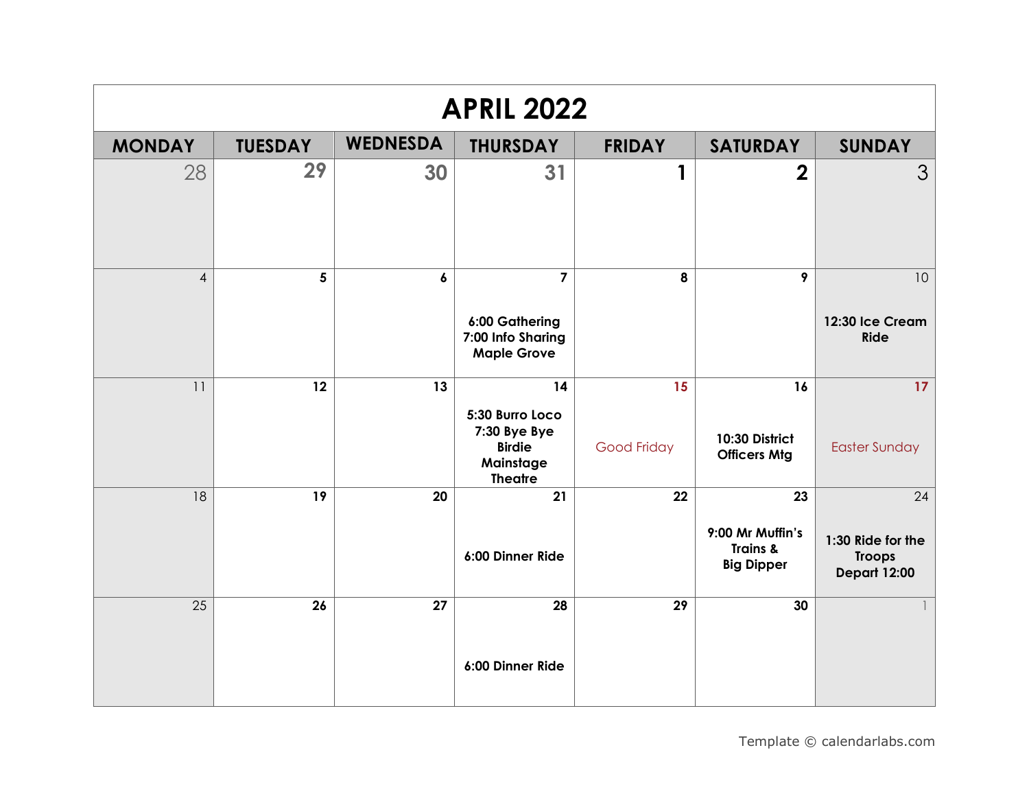# APRIL 2022

| MONDAY | TUESDAY | WEDNESDA | THURSDAY | FRIDAY | SATURDAY | SUNDAY |
|---|---|---|---|---|---|---|
| 28 | 29 | 30 | 31 | 1 | 2 | 3 |
| 4 | 5 | 6 | 7<br>**6:00 Gathering**<br>**7:00 Info Sharing**<br>**Maple Grove** | 8 | 9 | 10<br>**12:30 Ice Cream Ride** |
| 11 | 12 | 13 | 14<br>**5:30 Burro Loco**<br>**7:30 Bye Bye Birdie**<br>**Mainstage Theatre** | 15<br>Good Friday | 16<br>**10:30 District Officers Mtg** | 17<br>Easter Sunday |
| 18 | 19 | 20 | 21<br>**6:00 Dinner Ride** | 22 | 23<br>**9:00 Mr Muffin's Trains &**<br>**Big Dipper** | 24<br>**1:30 Ride for the Troops**<br>**Depart 12:00** |
| 25 | 26 | 27 | 28<br>**6:00 Dinner Ride** | 29 | 30 | 1 |

Template © calendarlabs.com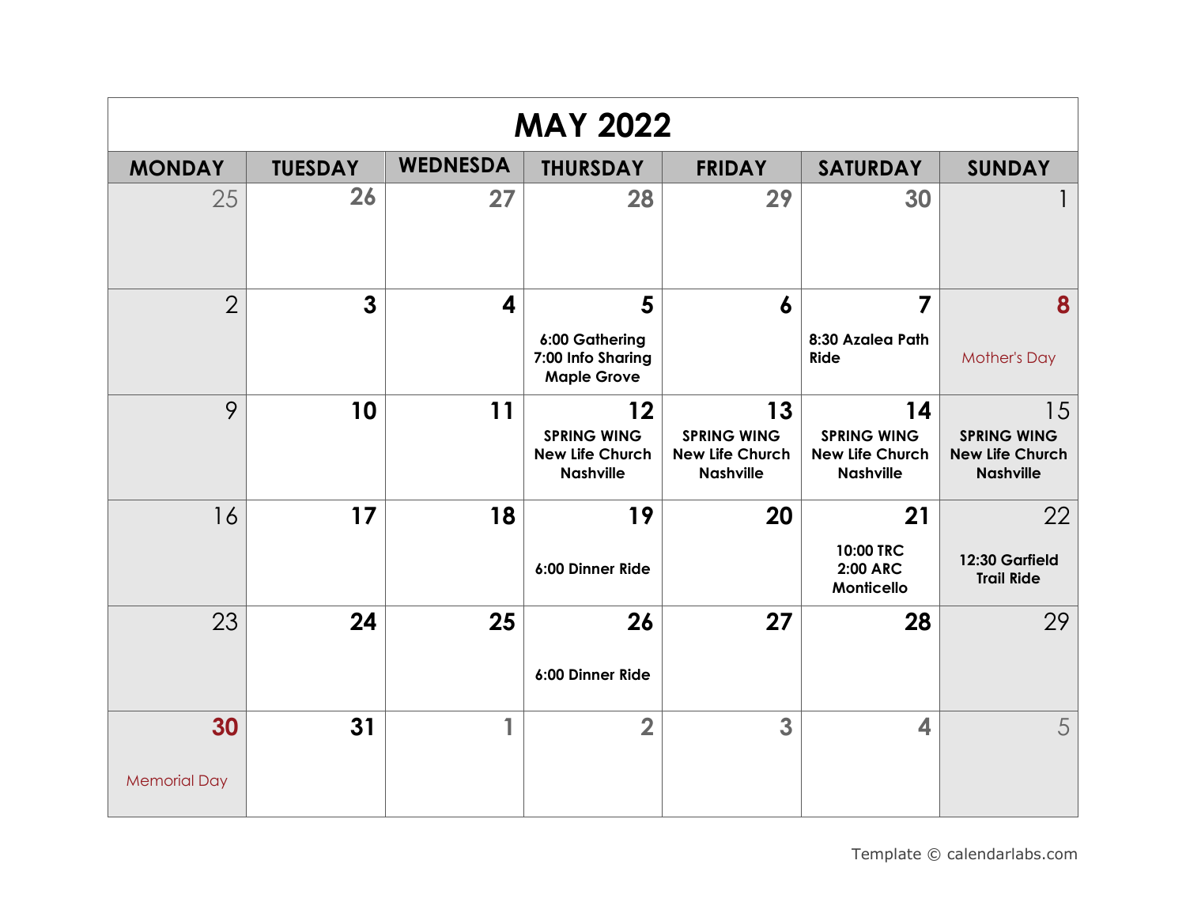# MAY 2022

| MONDAY | TUESDAY | WEDNESDA | THURSDAY | FRIDAY | SATURDAY | SUNDAY |
|---|---|---|---|---|---|---|
| 25 | 26 | 27 | 28 | 29 | 30 | 1 |
| 2 | 3 | 4 | 5<br>6:00 Gathering<br>7:00 Info Sharing<br>Maple Grove | 6 | 7<br>8:30 Azalea Path Ride | 8<br>Mother's Day |
| 9 | 10 | 11 | 12<br>SPRING WING<br>New Life Church<br>Nashville | 13<br>SPRING WING<br>New Life Church<br>Nashville | 14<br>SPRING WING<br>New Life Church<br>Nashville | 15<br>SPRING WING<br>New Life Church<br>Nashville |
| 16 | 17 | 18 | 19<br>6:00 Dinner Ride | 20 | 21<br>10:00 TRC<br>2:00 ARC<br>Monticello | 22<br>12:30 Garfield Trail Ride |
| 23 | 24 | 25 | 26<br>6:00 Dinner Ride | 27 | 28 | 29 |
| 30<br>Memorial Day | 31 | 1 | 2 | 3 | 4 | 5 |

Template © calendarlabs.com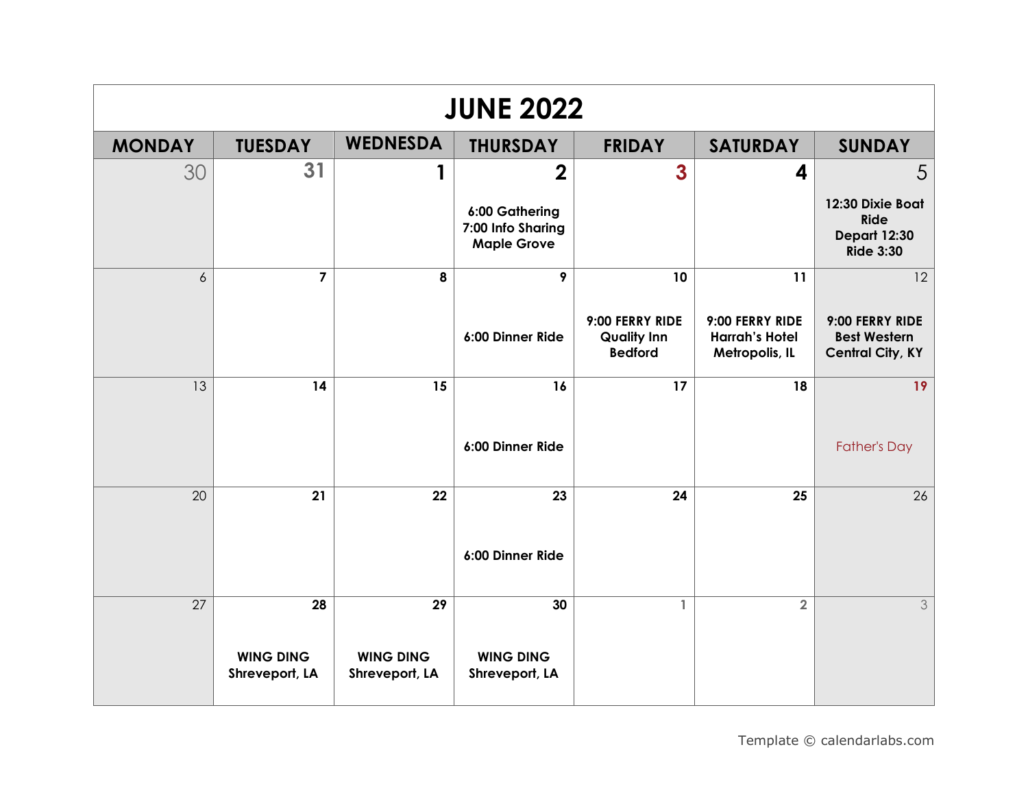# JUNE 2022

| MONDAY | TUESDAY | WEDNESDA | THURSDAY | FRIDAY | SATURDAY | SUNDAY |
|---|---|---|---|---|---|---|
| 30 | 31 | 1 | 2<br>6:00 Gathering<br>7:00 Info Sharing<br>Maple Grove | 3 | 4 | 5<br>12:30 Dixie Boat Ride<br>Depart 12:30<br>Ride 3:30 |
| 6 | 7 | 8 | 9<br>6:00 Dinner Ride | 10<br>9:00 FERRY RIDE<br>Quality Inn<br>Bedford | 11<br>9:00 FERRY RIDE<br>Harrah's Hotel<br>Metropolis, IL | 12<br>9:00 FERRY RIDE<br>Best Western<br>Central City, KY |
| 13 | 14 | 15 | 16<br>6:00 Dinner Ride | 17 | 18 | 19<br>Father's Day |
| 20 | 21 | 22 | 23<br>6:00 Dinner Ride | 24 | 25 | 26 |
| 27 | 28<br>WING DING<br>Shreveport, LA | 29<br>WING DING<br>Shreveport, LA | 30<br>WING DING<br>Shreveport, LA | 1 | 2 | 3 |

Template © calendarlabs.com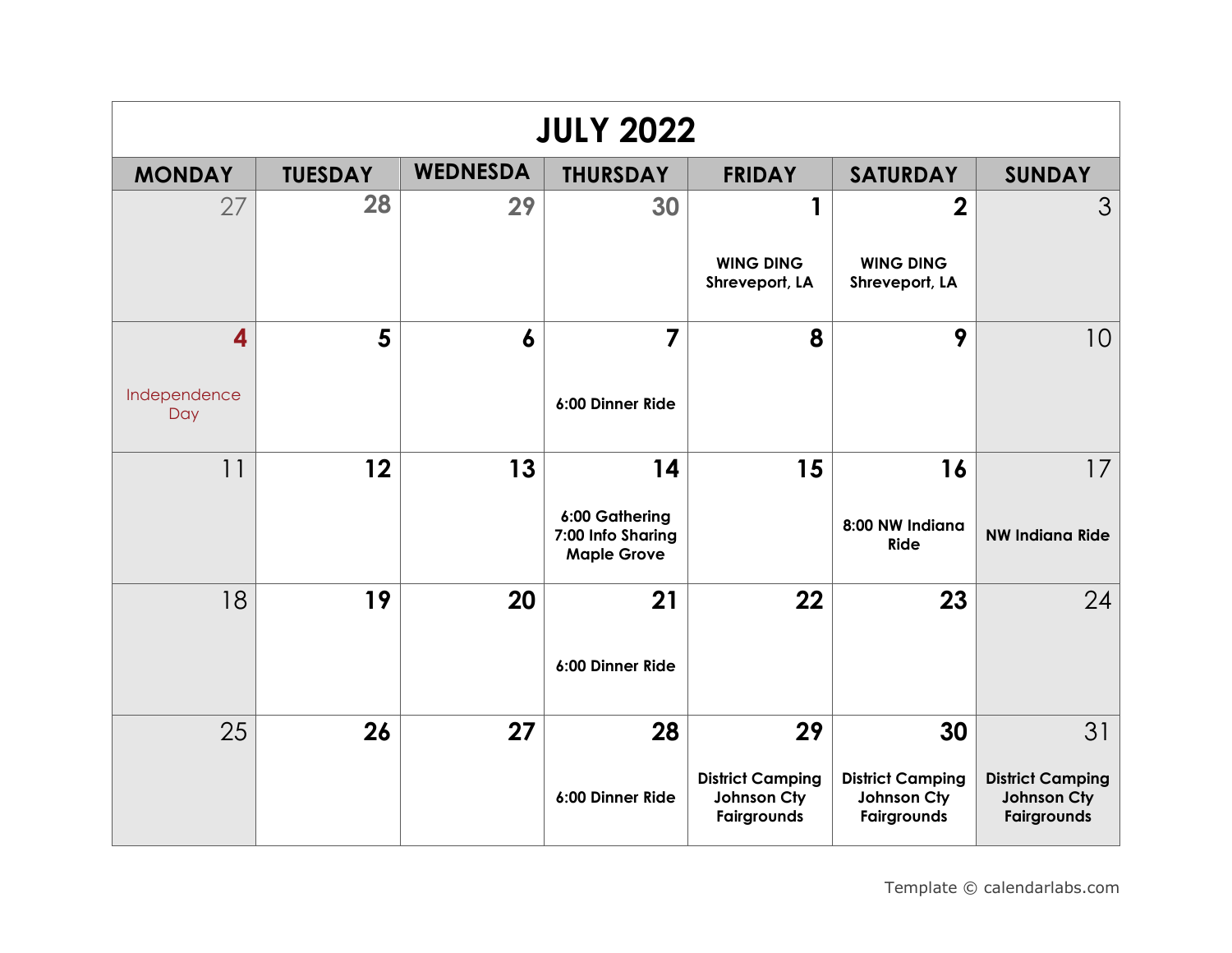# JULY 2022

| MONDAY | TUESDAY | WEDNESDA | THURSDAY | FRIDAY | SATURDAY | SUNDAY |
|---|---|---|---|---|---|---|
| 27 | 28 | 29 | 30 | 1 WING DING Shreveport, LA | 2 WING DING Shreveport, LA | 3 |
| 4 Independence Day | 5 | 6 | 7 6:00 Dinner Ride | 8 | 9 | 10 |
| 11 | 12 | 13 | 14 6:00 Gathering 7:00 Info Sharing Maple Grove | 15 | 16 8:00 NW Indiana Ride | 17 NW Indiana Ride |
| 18 | 19 | 20 | 21 6:00 Dinner Ride | 22 | 23 | 24 |
| 25 | 26 | 27 | 28 6:00 Dinner Ride | 29 District Camping Johnson Cty Fairgrounds | 30 District Camping Johnson Cty Fairgrounds | 31 District Camping Johnson Cty Fairgrounds |

Template © calendarlabs.com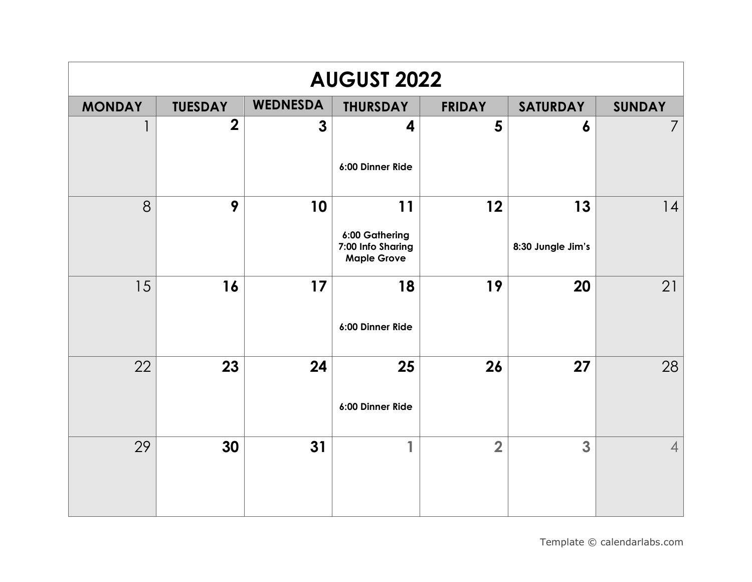# AUGUST 2022

| MONDAY | TUESDAY | WEDNESDA | THURSDAY | FRIDAY | SATURDAY | SUNDAY |
|---|---|---|---|---|---|---|
| 1 | 2 | 3 | 4<br>**6:00 Dinner Ride** | 5 | 6 | 7 |
| 8 | 9 | 10 | 11<br>**6:00 Gathering**<br>**7:00 Info Sharing**<br>**Maple Grove** | 12 | 13<br>**8:30 Jungle Jim's** | 14 |
| 15 | 16 | 17 | 18<br>**6:00 Dinner Ride** | 19 | 20 | 21 |
| 22 | 23 | 24 | 25<br>**6:00 Dinner Ride** | 26 | 27 | 28 |
| 29 | 30 | 31 | 1 | 2 | 3 | 4 |

Template © calendarlabs.com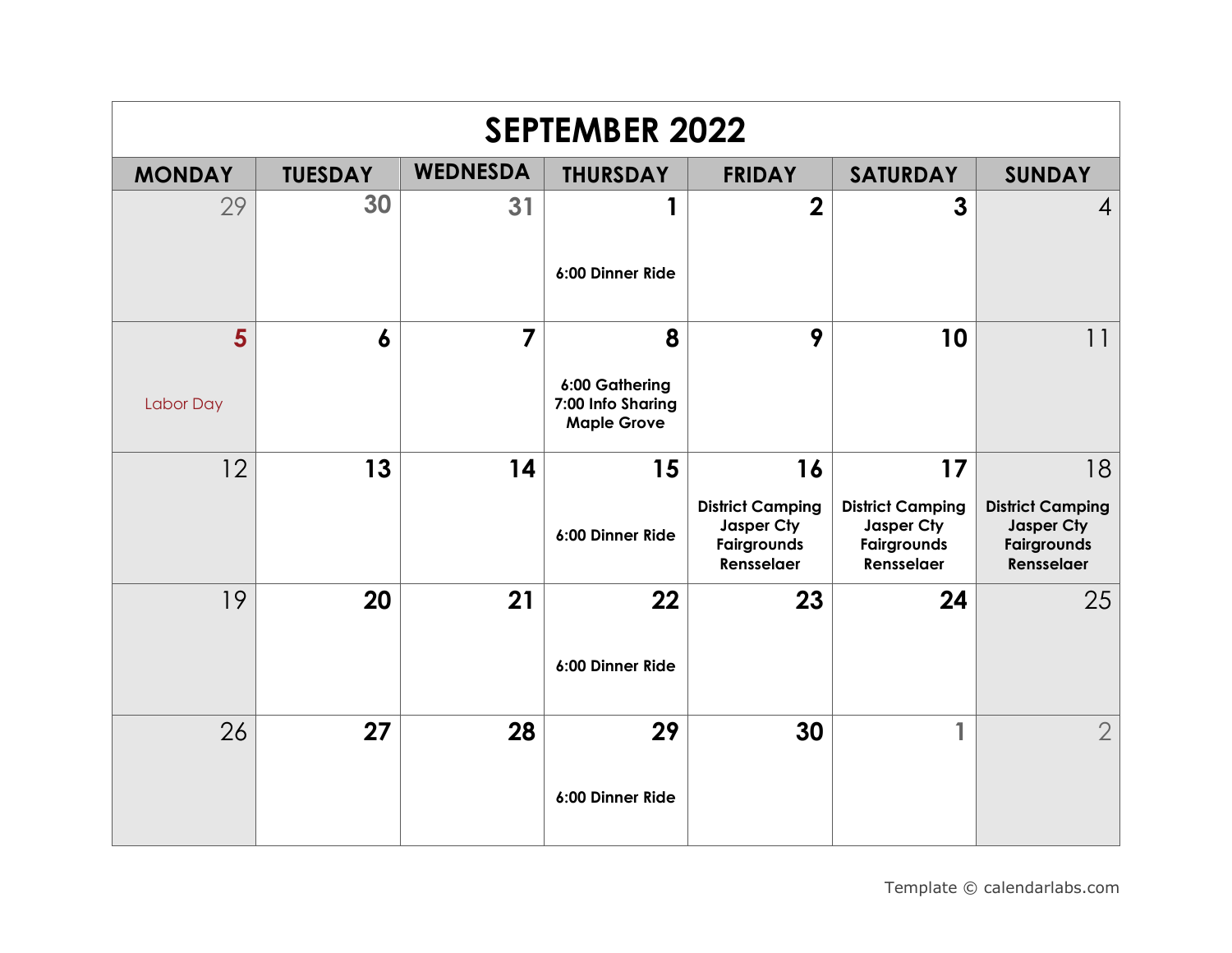# SEPTEMBER 2022

| MONDAY | TUESDAY | WEDNESDA | THURSDAY | FRIDAY | SATURDAY | SUNDAY |
|---|---|---|---|---|---|---|
| 29 | 30 | 31 | 1<br>6:00 Dinner Ride | 2 | 3 | 4 |
| 5<br>Labor Day | 6 | 7 | 8<br>6:00 Gathering<br>7:00 Info Sharing<br>Maple Grove | 9 | 10 | 11 |
| 12 | 13 | 14 | 15<br>6:00 Dinner Ride | 16<br>District Camping<br>Jasper Cty<br>Fairgrounds<br>Rensselaer | 17<br>District Camping<br>Jasper Cty<br>Fairgrounds<br>Rensselaer | 18<br>District Camping<br>Jasper Cty<br>Fairgrounds<br>Rensselaer |
| 19 | 20 | 21 | 22<br>6:00 Dinner Ride | 23 | 24 | 25 |
| 26 | 27 | 28 | 29<br>6:00 Dinner Ride | 30 | 1 | 2 |

Template © calendarlabs.com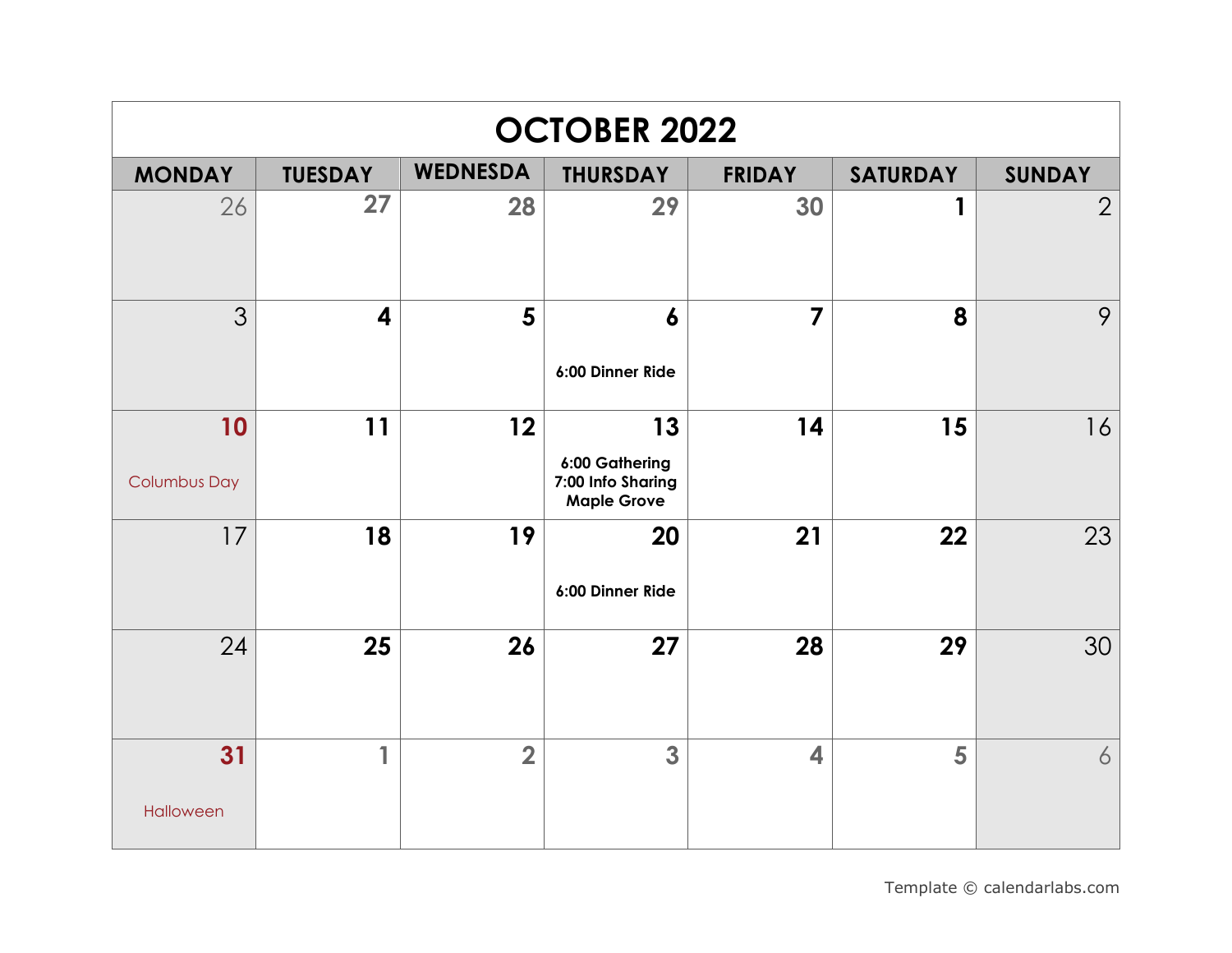# OCTOBER 2022

| MONDAY | TUESDAY | WEDNESDA | THURSDAY | FRIDAY | SATURDAY | SUNDAY |
|---|---|---|---|---|---|---|
| 26 | 27 | 28 | 29 | 30 | 1 | 2 |
| 3 | 4 | 5 | 6<br>**6:00 Dinner Ride** | 7 | 8 | 9 |
| 10<br>Columbus Day | 11 | 12 | 13<br>**6:00 Gathering**<br>**7:00 Info Sharing**<br>**Maple Grove** | 14 | 15 | 16 |
| 17 | 18 | 19 | 20<br>**6:00 Dinner Ride** | 21 | 22 | 23 |
| 24 | 25 | 26 | 27 | 28 | 29 | 30 |
| 31<br>Halloween | 1 | 2 | 3 | 4 | 5 | 6 |

Template © calendarlabs.com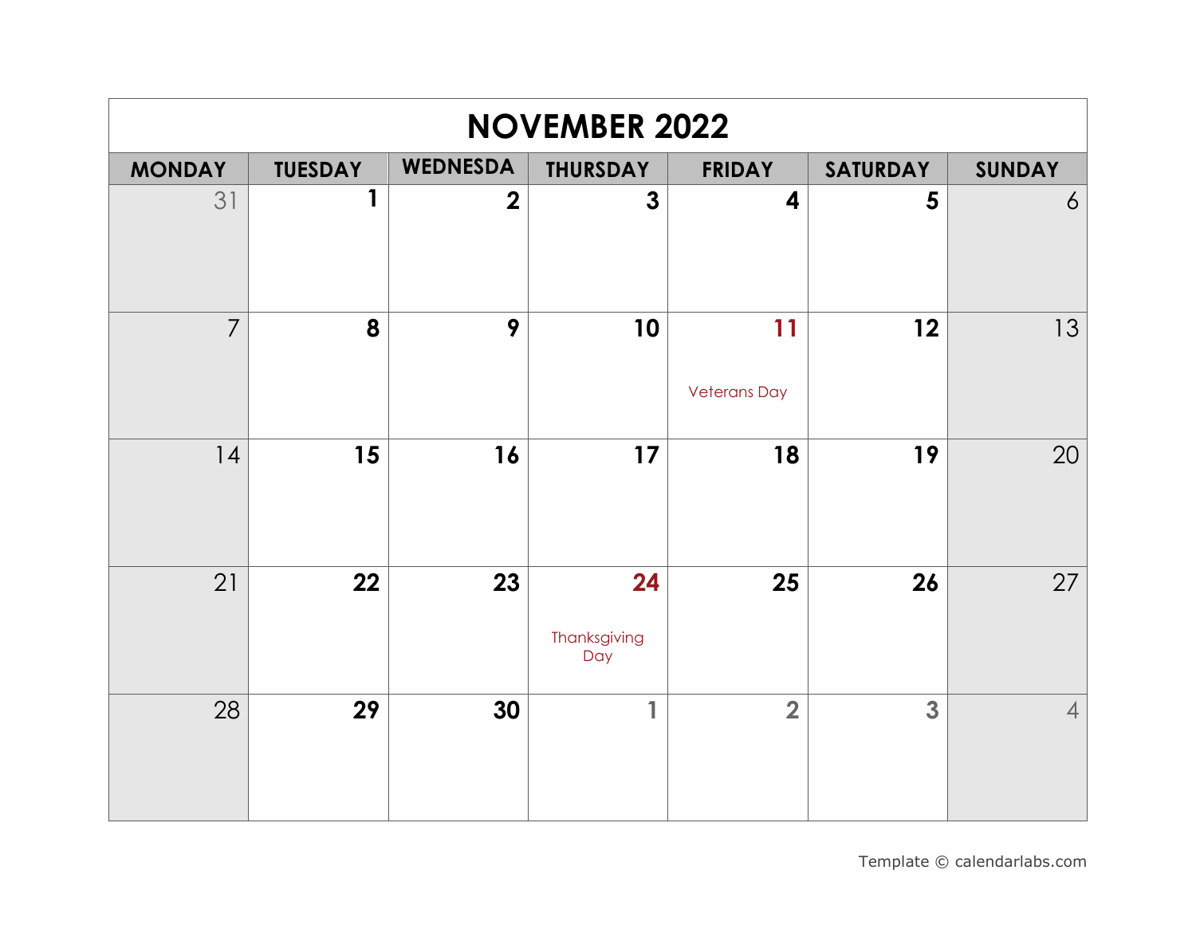# NOVEMBER 2022

| MONDAY | TUESDAY | WEDNESDA | THURSDAY | FRIDAY | SATURDAY | SUNDAY |
| --- | --- | --- | --- | --- | --- | --- |
| 31 | 1 | 2 | 3 | 4 | 5 | 6 |
| 7 | 8 | 9 | 10 | 11 Veterans Day | 12 | 13 |
| 14 | 15 | 16 | 17 | 18 | 19 | 20 |
| 21 | 22 | 23 | 24 Thanksgiving Day | 25 | 26 | 27 |
| 28 | 29 | 30 | 1 | 2 | 3 | 4 |

Template © calendarlabs.com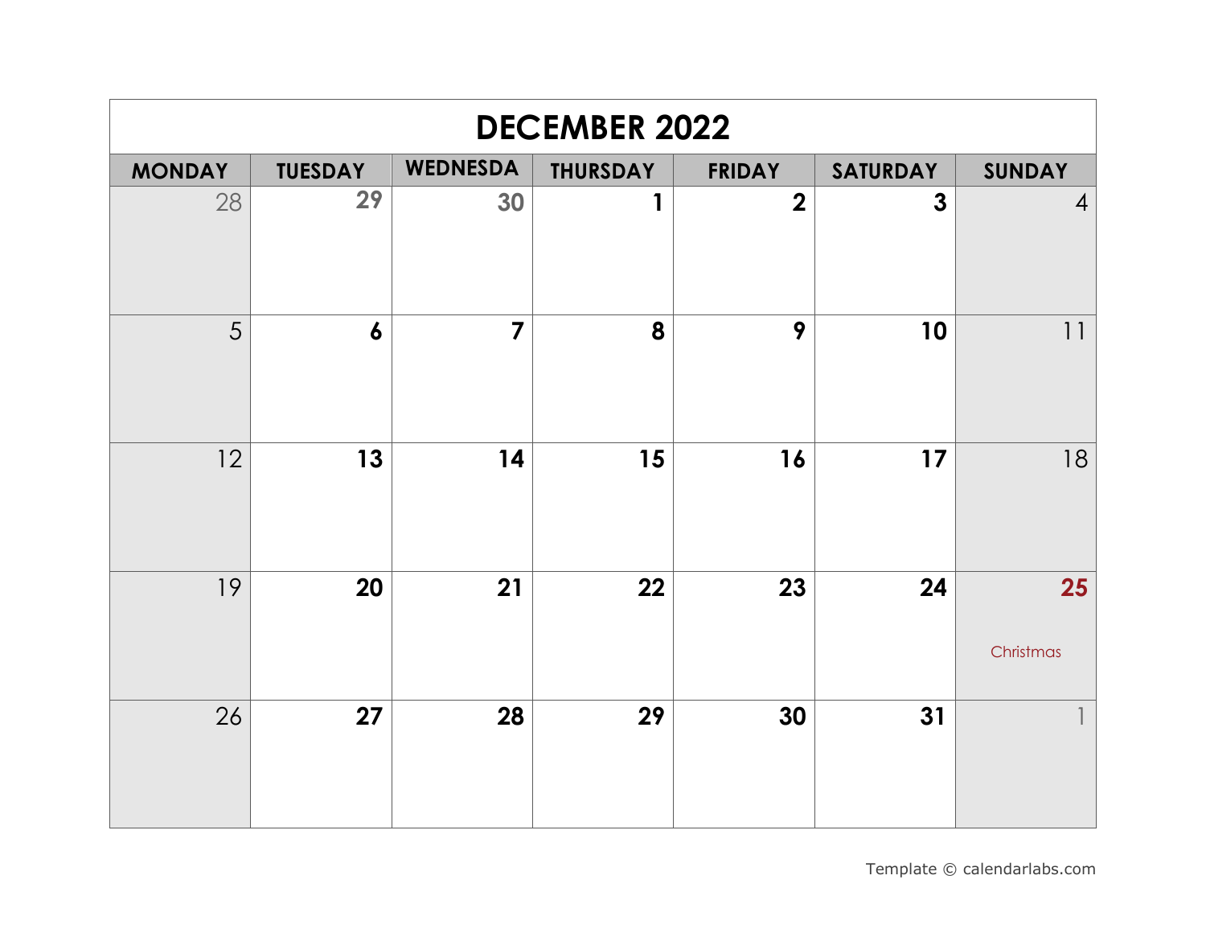# DECEMBER 2022

| MONDAY | TUESDAY | WEDNESDA | THURSDAY | FRIDAY | SATURDAY | SUNDAY |
|---|---|---|---|---|---|---|
| 28 | 29 | 30 | 1 | 2 | 3 | 4 |
| 5 | 6 | 7 | 8 | 9 | 10 | 11 |
| 12 | 13 | 14 | 15 | 16 | 17 | 18 |
| 19 | 20 | 21 | 22 | 23 | 24 | 25 Christmas |
| 26 | 27 | 28 | 29 | 30 | 31 | 1 |

Template © calendarlabs.com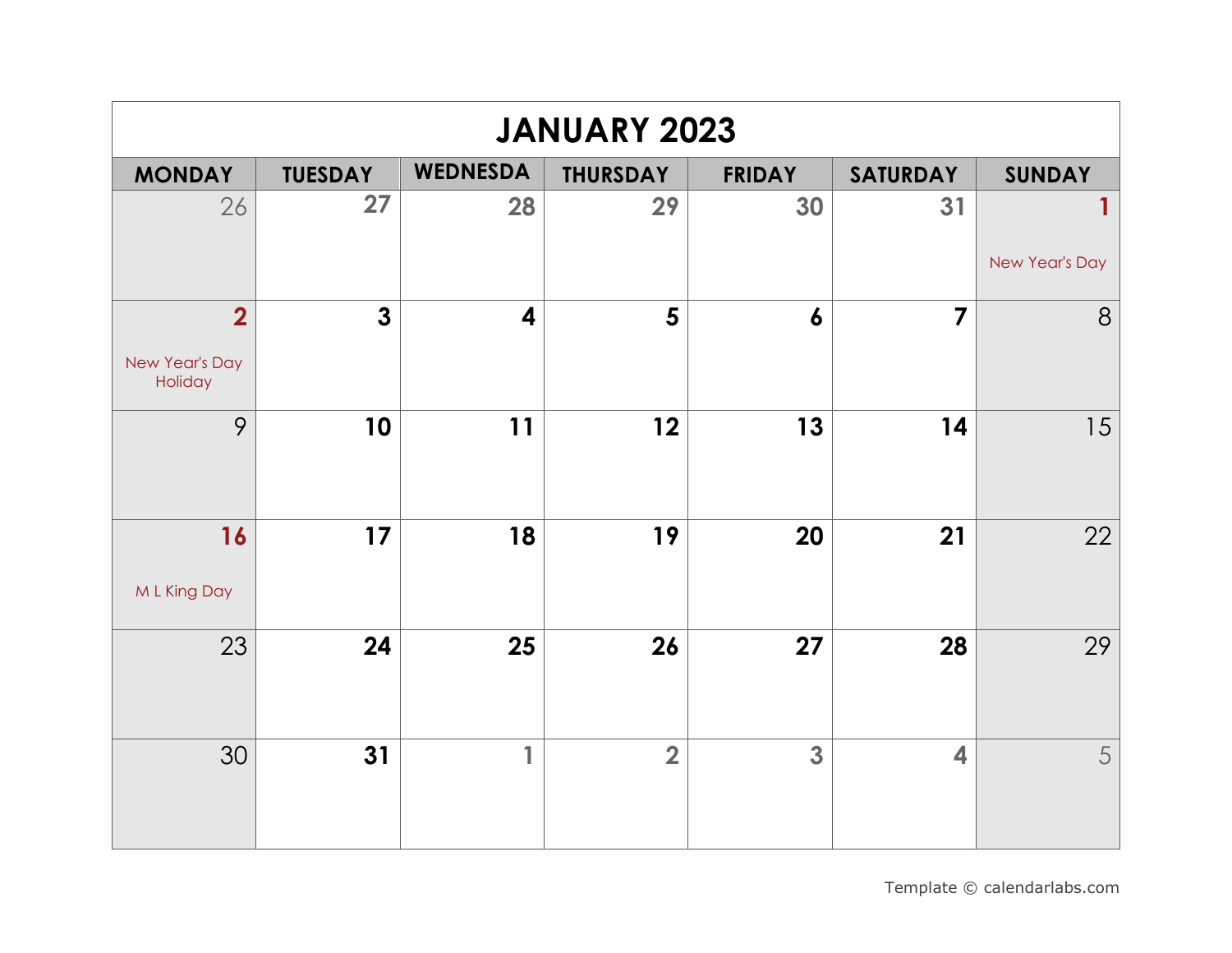# JANUARY 2023

| MONDAY | TUESDAY | WEDNESDA | THURSDAY | FRIDAY | SATURDAY | SUNDAY |
| --- | --- | --- | --- | --- | --- | --- |
| 26 | 27 | 28 | 29 | 30 | 31 | 1 New Year's Day |
| 2 New Year's Day Holiday | 3 | 4 | 5 | 6 | 7 | 8 |
| 9 | 10 | 11 | 12 | 13 | 14 | 15 |
| 16 M L King Day | 17 | 18 | 19 | 20 | 21 | 22 |
| 23 | 24 | 25 | 26 | 27 | 28 | 29 |
| 30 | 31 | 1 | 2 | 3 | 4 | 5 |

Template © calendarlabs.com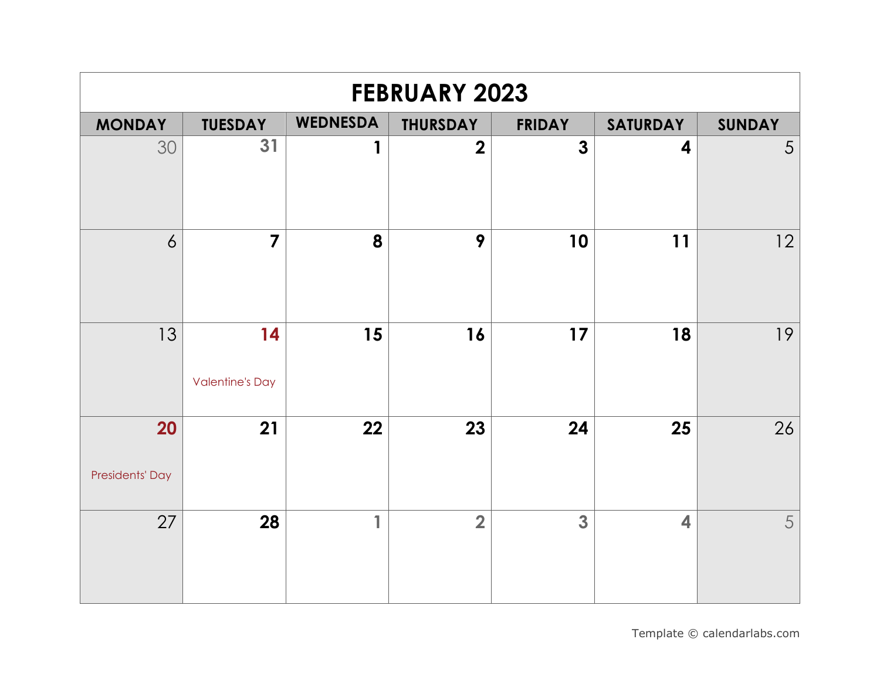# FEBRUARY 2023

| MONDAY | TUESDAY | WEDNESDA | THURSDAY | FRIDAY | SATURDAY | SUNDAY |
|---|---|---|---|---|---|---|
| 30 | 31 | 1 | 2 | 3 | 4 | 5 |
| 6 | 7 | 8 | 9 | 10 | 11 | 12 |
| 13 | 14 Valentine's Day | 15 | 16 | 17 | 18 | 19 |
| 20 Presidents' Day | 21 | 22 | 23 | 24 | 25 | 26 |
| 27 | 28 | 1 | 2 | 3 | 4 | 5 |

Template © calendarlabs.com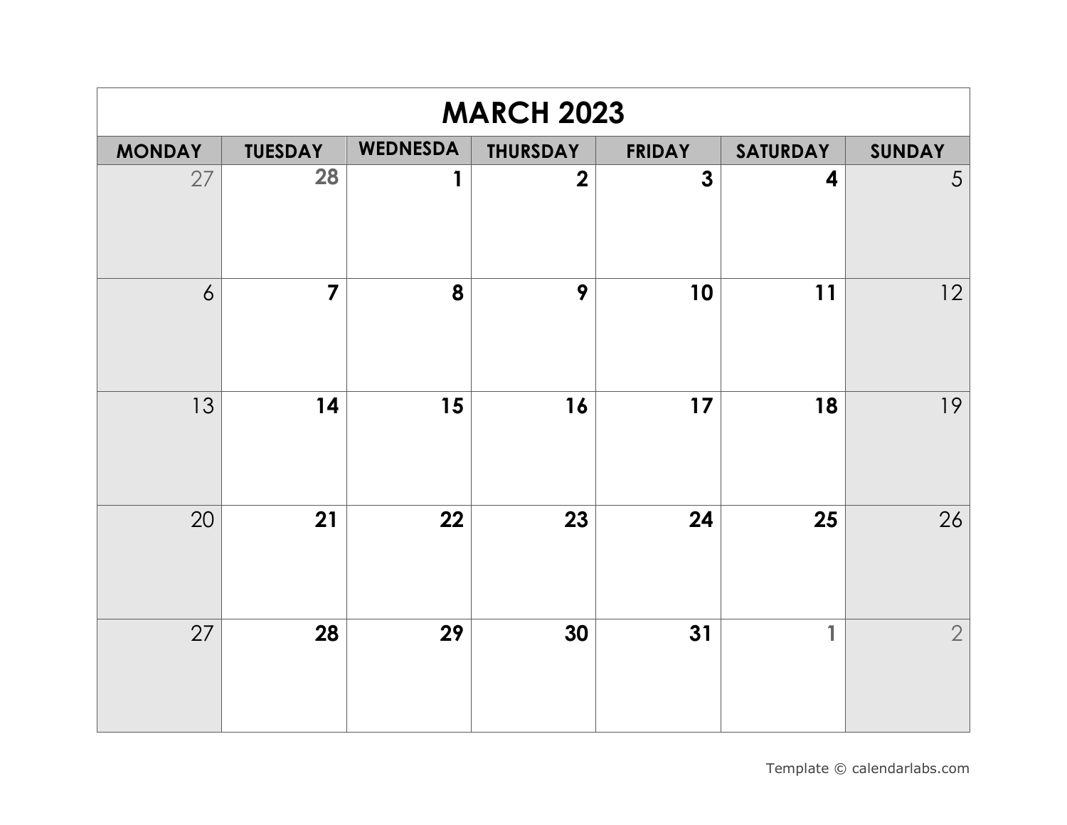# MARCH 2023

| MONDAY | TUESDAY | WEDNESDA | THURSDAY | FRIDAY | SATURDAY | SUNDAY |
|---|---|---|---|---|---|---|
| 27 | 28 | 1 | 2 | 3 | 4 | 5 |
| 6 | 7 | 8 | 9 | 10 | 11 | 12 |
| 13 | 14 | 15 | 16 | 17 | 18 | 19 |
| 20 | 21 | 22 | 23 | 24 | 25 | 26 |
| 27 | 28 | 29 | 30 | 31 | 1 | 2 |

Template © calendarlabs.com